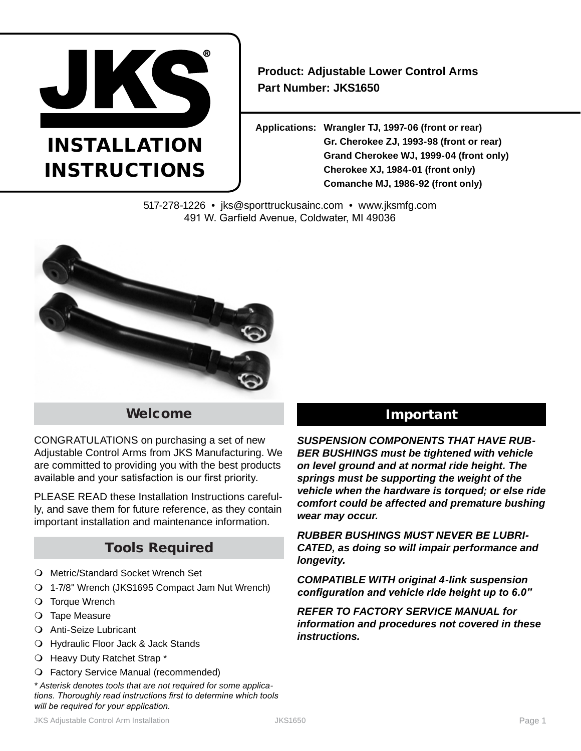# JKS® INSTALLATION INSTRUCTIONS

**Product: Adjustable Lower Control Arms**
**Part Number: JKS1650**

**Applications:**
- **Wrangler TJ, 1997-06 (front or rear)**
- **Gr. Cherokee ZJ, 1993-98 (front or rear)**
- **Grand Cherokee WJ, 1999-04 (front only)**
- **Cherokee XJ, 1984-01 (front only)**
- **Comanche MJ, 1986-92 (front only)**

517-278-1226 • jks@sporttruckusainc.com • www.jksmfg.com
491 W. Garfield Avenue, Coldwater, MI 49036

## Welcome

CONGRATULATIONS on purchasing a set of new Adjustable Control Arms from JKS Manufacturing. We are committed to providing you with the best products available and your satisfaction is our first priority.

PLEASE READ these Installation Instructions carefully, and save them for future reference, as they contain important installation and maintenance information.

## Tools Required

- Metric/Standard Socket Wrench Set
- 1-7/8" Wrench (JKS1695 Compact Jam Nut Wrench)
- Torque Wrench
- Tape Measure
- Anti-Seize Lubricant
- Hydraulic Floor Jack & Jack Stands
- Heavy Duty Ratchet Strap *
- Factory Service Manual (recommended)

*\* Asterisk denotes tools that are not required for some applications. Thoroughly read instructions first to determine which tools will be required for your application.*

## Important

***SUSPENSION COMPONENTS THAT HAVE RUBBER BUSHINGS must be tightened with vehicle on level ground and at normal ride height. The springs must be supporting the weight of the vehicle when the hardware is torqued; or else ride comfort could be affected and premature bushing wear may occur.***

***RUBBER BUSHINGS MUST NEVER BE LUBRICATED, as doing so will impair performance and longevity.***

***COMPATIBLE WITH original 4-link suspension configuration and vehicle ride height up to 6.0"***

***REFER TO FACTORY SERVICE MANUAL for information and procedures not covered in these instructions.***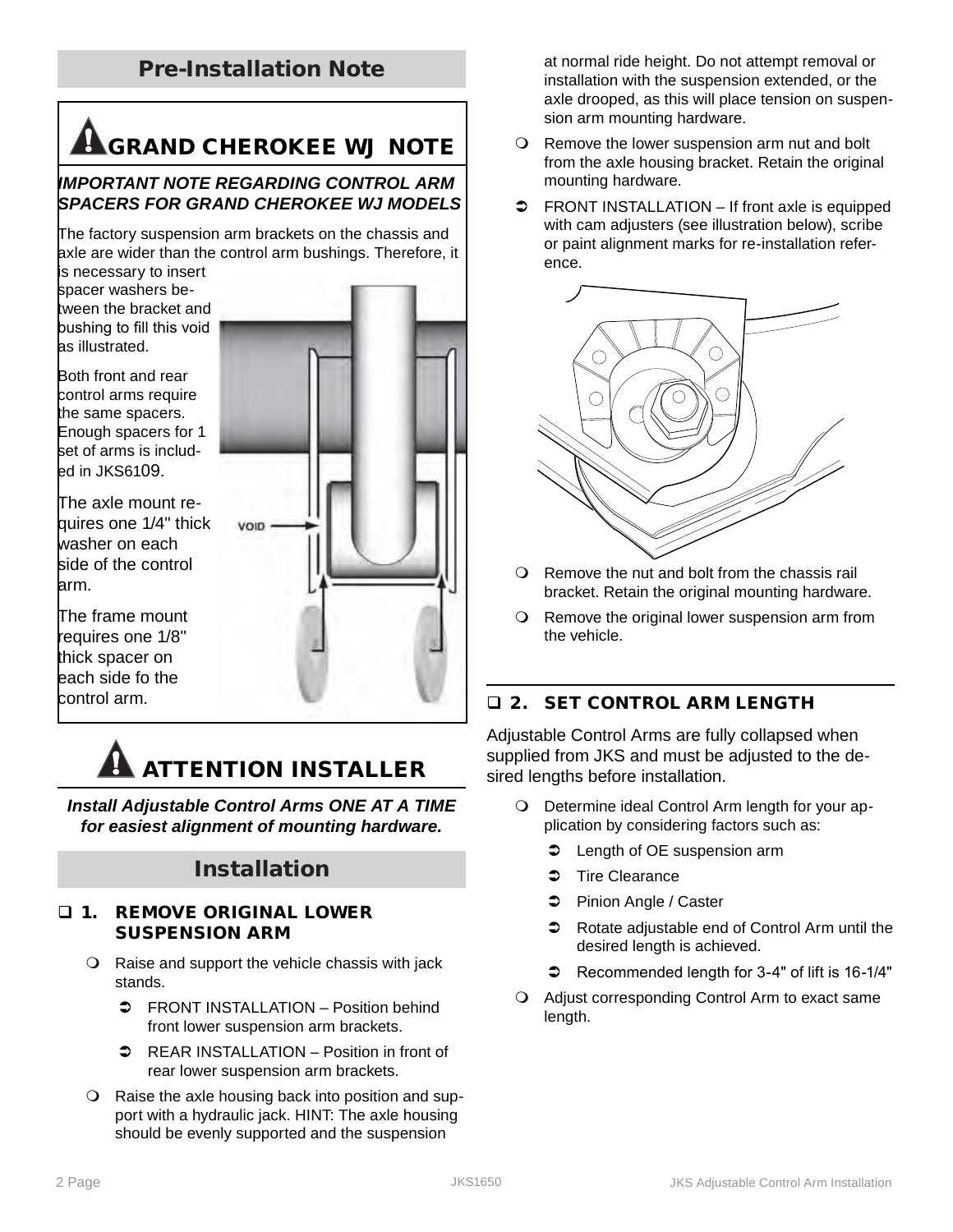## Pre-Installation Note

### GRAND CHEROKEE WJ NOTE

***IMPORTANT NOTE REGARDING CONTROL ARM SPACERS FOR GRAND CHEROKEE WJ MODELS***

The factory suspension arm brackets on the chassis and axle are wider than the control arm bushings. Therefore, it is necessary to insert spacer washers between the bracket and bushing to fill this void as illustrated.

Both front and rear control arms require the same spacers. Enough spacers for 1 set of arms is included in JKS6109.

The axle mount requires one 1/4" thick washer on each side of the control arm.

The frame mount requires one 1/8" thick spacer on each side fo the control arm.

VOID

### ATTENTION INSTALLER

***Install Adjustable Control Arms ONE AT A TIME for easiest alignment of mounting hardware.***

## Installation

### ❑ 1. REMOVE ORIGINAL LOWER SUSPENSION ARM

- Raise and support the vehicle chassis with jack stands.
  - FRONT INSTALLATION – Position behind front lower suspension arm brackets.
  - REAR INSTALLATION – Position in front of rear lower suspension arm brackets.
- Raise the axle housing back into position and support with a hydraulic jack. HINT: The axle housing should be evenly supported and the suspension at normal ride height. Do not attempt removal or installation with the suspension extended, or the axle drooped, as this will place tension on suspension arm mounting hardware.
- Remove the lower suspension arm nut and bolt from the axle housing bracket. Retain the original mounting hardware.
  - FRONT INSTALLATION – If front axle is equipped with cam adjusters (see illustration below), scribe or paint alignment marks for re-installation reference.
- Remove the nut and bolt from the chassis rail bracket. Retain the original mounting hardware.
- Remove the original lower suspension arm from the vehicle.

### ❑ 2. SET CONTROL ARM LENGTH

Adjustable Control Arms are fully collapsed when supplied from JKS and must be adjusted to the desired lengths before installation.

- Determine ideal Control Arm length for your application by considering factors such as:
  - Length of OE suspension arm
  - Tire Clearance
  - Pinion Angle / Caster
  - Rotate adjustable end of Control Arm until the desired length is achieved.
  - Recommended length for 3-4" of lift is 16-1/4"
- Adjust corresponding Control Arm to exact same length.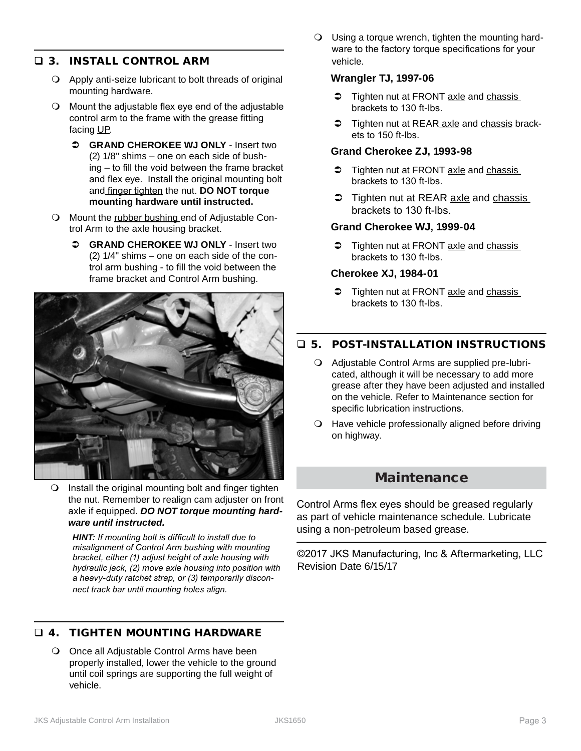## ❑ 3. INSTALL CONTROL ARM

- Apply anti-seize lubricant to bolt threads of original mounting hardware.
- Mount the adjustable flex eye end of the adjustable control arm to the frame with the grease fitting facing UP.
  - **GRAND CHEROKEE WJ ONLY** - Insert two (2) 1/8" shims – one on each side of bushing – to fill the void between the frame bracket and flex eye. Install the original mounting bolt and finger tighten the nut. **DO NOT torque mounting hardware until instructed.**
- Mount the rubber bushing end of Adjustable Control Arm to the axle housing bracket.
  - **GRAND CHEROKEE WJ ONLY** - Insert two (2) 1/4" shims – one on each side of the control arm bushing - to fill the void between the frame bracket and Control Arm bushing.
- Install the original mounting bolt and finger tighten the nut. Remember to realign cam adjuster on front axle if equipped. ***DO NOT torque mounting hardware until instructed.***

  ***HINT:*** *If mounting bolt is difficult to install due to misalignment of Control Arm bushing with mounting bracket, either (1) adjust height of axle housing with hydraulic jack, (2) move axle housing into position with a heavy-duty ratchet strap, or (3) temporarily disconnect track bar until mounting holes align.*

## ❑ 4. TIGHTEN MOUNTING HARDWARE

- Once all Adjustable Control Arms have been properly installed, lower the vehicle to the ground until coil springs are supporting the full weight of vehicle.
- Using a torque wrench, tighten the mounting hardware to the factory torque specifications for your vehicle.

**Wrangler TJ, 1997-06**

- Tighten nut at FRONT axle and chassis brackets to 130 ft-lbs.
- Tighten nut at REAR axle and chassis brackets to 150 ft-lbs.

**Grand Cherokee ZJ, 1993-98**

- Tighten nut at FRONT axle and chassis brackets to 130 ft-lbs.
- Tighten nut at REAR axle and chassis brackets to 130 ft-lbs.

**Grand Cherokee WJ, 1999-04**

- Tighten nut at FRONT axle and chassis brackets to 130 ft-lbs.

**Cherokee XJ, 1984-01**

- Tighten nut at FRONT axle and chassis brackets to 130 ft-lbs.

## ❑ 5. POST-INSTALLATION INSTRUCTIONS

- Adjustable Control Arms are supplied pre-lubricated, although it will be necessary to add more grease after they have been adjusted and installed on the vehicle. Refer to Maintenance section for specific lubrication instructions.
- Have vehicle professionally aligned before driving on highway.

## Maintenance

Control Arms flex eyes should be greased regularly as part of vehicle maintenance schedule. Lubricate using a non-petroleum based grease.

©2017 JKS Manufacturing, Inc & Aftermarketing, LLC
Revision Date 6/15/17